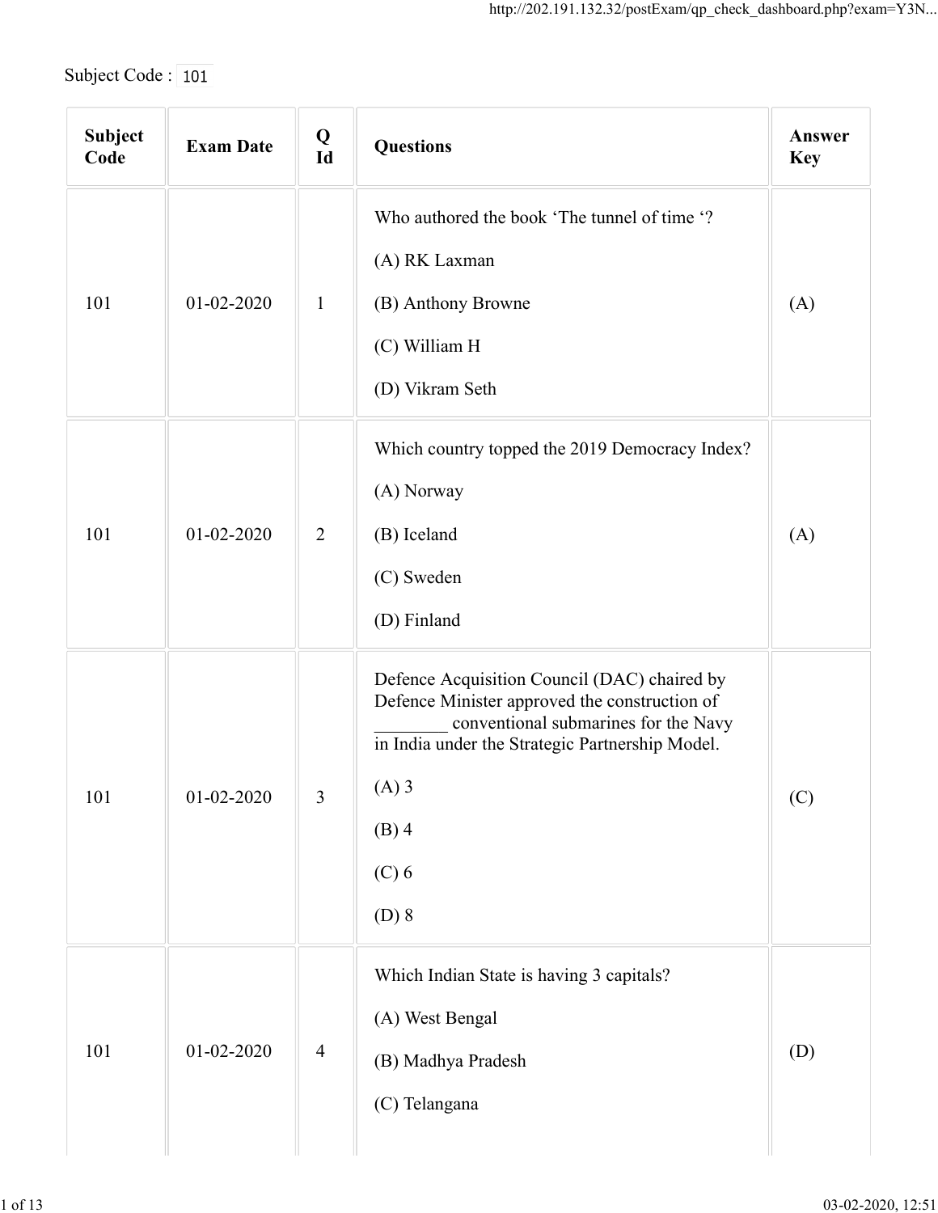Subject Code : 101

| Subject Code | Exam Date | Q Id | Questions | Answer Key |
|---|---|---|---|---|
| 101 | 01-02-2020 | 1 | Who authored the book 'The tunnel of time '?<br>(A) RK Laxman<br>(B) Anthony Browne<br>(C) William H<br>(D) Vikram Seth | (A) |
| 101 | 01-02-2020 | 2 | Which country topped the 2019 Democracy Index?<br>(A) Norway<br>(B) Iceland<br>(C) Sweden<br>(D) Finland | (A) |
| 101 | 01-02-2020 | 3 | Defence Acquisition Council (DAC) chaired by Defence Minister approved the construction of ________ conventional submarines for the Navy in India under the Strategic Partnership Model.<br>(A) 3<br>(B) 4<br>(C) 6<br>(D) 8 | (C) |
| 101 | 01-02-2020 | 4 | Which Indian State is having 3 capitals?<br>(A) West Bengal<br>(B) Madhya Pradesh<br>(C) Telangana | (D) |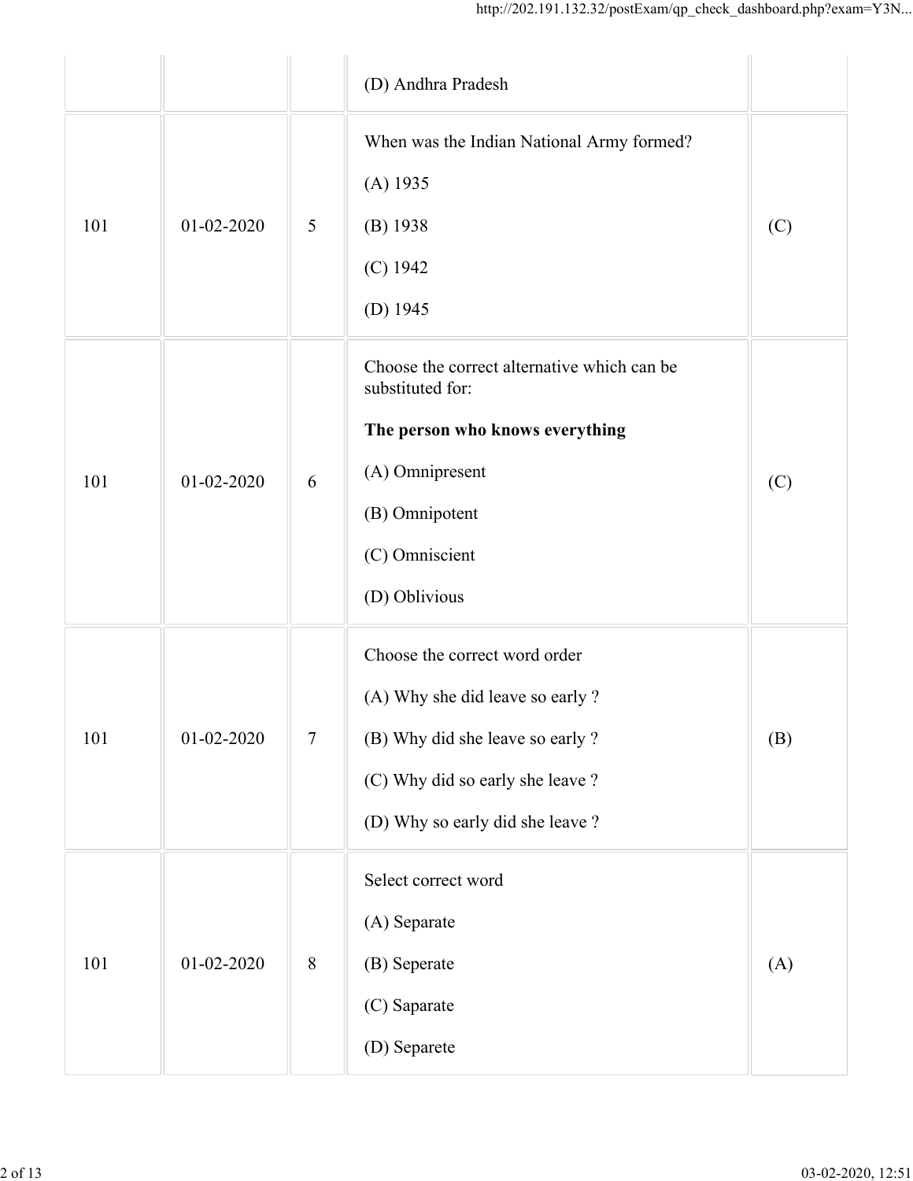| | | | (D) Andhra Pradesh | |
|---|---|---|---|---|
| 101 | 01-02-2020 | 5 | When was the Indian National Army formed?<br><br>(A) 1935<br><br>(B) 1938<br><br>(C) 1942<br><br>(D) 1945 | (C) |
| 101 | 01-02-2020 | 6 | Choose the correct alternative which can be substituted for:<br><br>**The person who knows everything**<br><br>(A) Omnipresent<br><br>(B) Omnipotent<br><br>(C) Omniscient<br><br>(D) Oblivious | (C) |
| 101 | 01-02-2020 | 7 | Choose the correct word order<br><br>(A) Why she did leave so early ?<br><br>(B) Why did she leave so early ?<br><br>(C) Why did so early she leave ?<br><br>(D) Why so early did she leave ? | (B) |
| 101 | 01-02-2020 | 8 | Select correct word<br><br>(A) Separate<br><br>(B) Seperate<br><br>(C) Saparate<br><br>(D) Separete | (A) |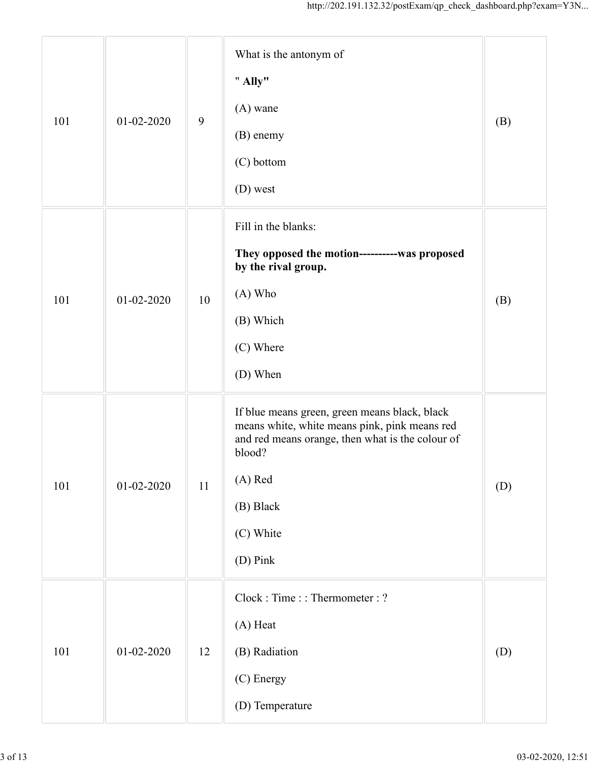| 101 | 01-02-2020 | 9 | What is the antonym of<br><br>" **Ally"**<br><br>(A) wane<br><br>(B) enemy<br><br>(C) bottom<br><br>(D) west | (B) |
|---|---|---|---|---|
| 101 | 01-02-2020 | 10 | Fill in the blanks:<br><br>**They opposed the motion----------was proposed by the rival group.**<br><br>(A) Who<br><br>(B) Which<br><br>(C) Where<br><br>(D) When | (B) |
| 101 | 01-02-2020 | 11 | If blue means green, green means black, black means white, white means pink, pink means red and red means orange, then what is the colour of blood?<br><br>(A) Red<br><br>(B) Black<br><br>(C) White<br><br>(D) Pink | (D) |
| 101 | 01-02-2020 | 12 | Clock : Time : : Thermometer : ?<br><br>(A) Heat<br><br>(B) Radiation<br><br>(C) Energy<br><br>(D) Temperature | (D) |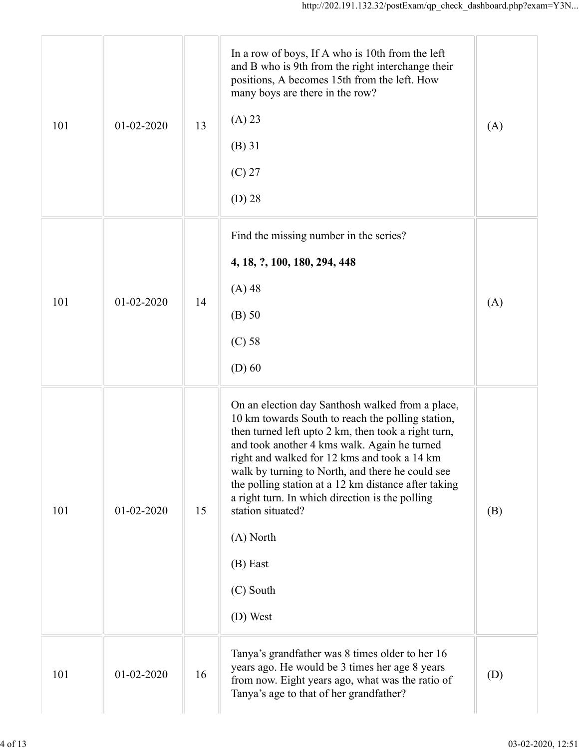| | | | | |
|---|---|---|---|---|
| 101 | 01-02-2020 | 13 | In a row of boys, If A who is 10th from the left and B who is 9th from the right interchange their positions, A becomes 15th from the left. How many boys are there in the row?<br><br>(A) 23<br><br>(B) 31<br><br>(C) 27<br><br>(D) 28 | (A) |
| 101 | 01-02-2020 | 14 | Find the missing number in the series?<br><br>**4, 18, ?, 100, 180, 294, 448**<br><br>(A) 48<br><br>(B) 50<br><br>(C) 58<br><br>(D) 60 | (A) |
| 101 | 01-02-2020 | 15 | On an election day Santhosh walked from a place, 10 km towards South to reach the polling station, then turned left upto 2 km, then took a right turn, and took another 4 kms walk. Again he turned right and walked for 12 kms and took a 14 km walk by turning to North, and there he could see the polling station at a 12 km distance after taking a right turn. In which direction is the polling station situated?<br><br>(A) North<br><br>(B) East<br><br>(C) South<br><br>(D) West | (B) |
| 101 | 01-02-2020 | 16 | Tanya's grandfather was 8 times older to her 16 years ago. He would be 3 times her age 8 years from now. Eight years ago, what was the ratio of Tanya's age to that of her grandfather? | (D) |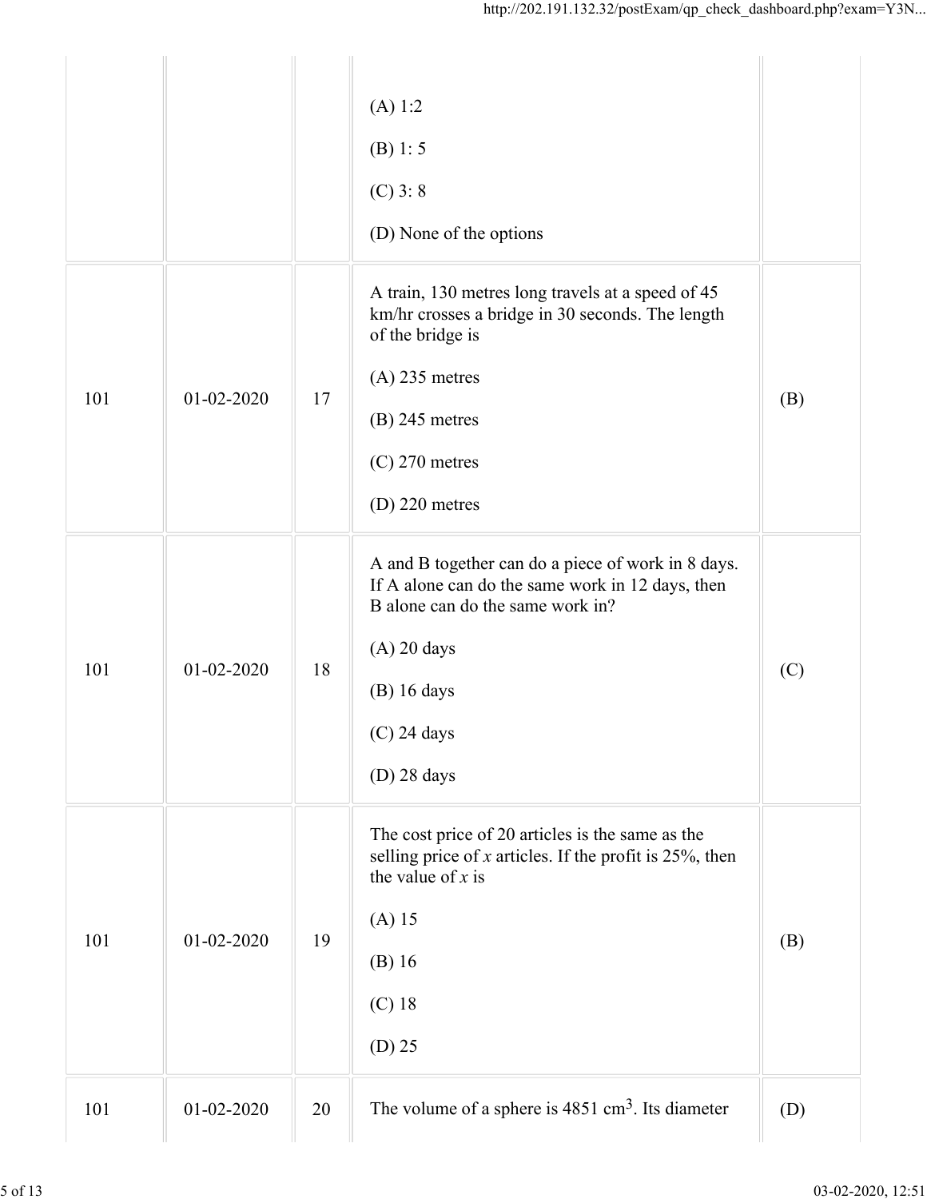| | | | | |
|---|---|---|---|---|
| | | | (A) 1:2<br><br>(B) 1: 5<br><br>(C) 3: 8<br><br>(D) None of the options | |
| 101 | 01-02-2020 | 17 | A train, 130 metres long travels at a speed of 45 km/hr crosses a bridge in 30 seconds. The length of the bridge is<br><br>(A) 235 metres<br><br>(B) 245 metres<br><br>(C) 270 metres<br><br>(D) 220 metres | (B) |
| 101 | 01-02-2020 | 18 | A and B together can do a piece of work in 8 days. If A alone can do the same work in 12 days, then B alone can do the same work in?<br><br>(A) 20 days<br><br>(B) 16 days<br><br>(C) 24 days<br><br>(D) 28 days | (C) |
| 101 | 01-02-2020 | 19 | The cost price of 20 articles is the same as the selling price of *x* articles. If the profit is 25%, then the value of *x* is<br><br>(A) 15<br><br>(B) 16<br><br>(C) 18<br><br>(D) 25 | (B) |
| 101 | 01-02-2020 | 20 | The volume of a sphere is 4851 $cm^3$. Its diameter | (D) |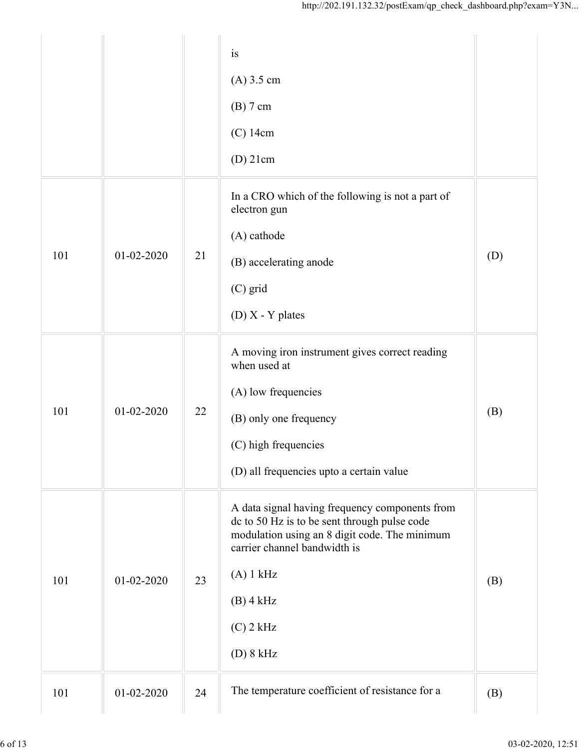| | | | | |
|---|---|---|---|---|
| | | | is<br><br>(A) 3.5 cm<br><br>(B) 7 cm<br><br>(C) 14cm<br><br>(D) 21cm | |
| 101 | 01-02-2020 | 21 | In a CRO which of the following is not a part of electron gun<br><br>(A) cathode<br><br>(B) accelerating anode<br><br>(C) grid<br><br>(D) X - Y plates | (D) |
| 101 | 01-02-2020 | 22 | A moving iron instrument gives correct reading when used at<br><br>(A) low frequencies<br><br>(B) only one frequency<br><br>(C) high frequencies<br><br>(D) all frequencies upto a certain value | (B) |
| 101 | 01-02-2020 | 23 | A data signal having frequency components from dc to 50 Hz is to be sent through pulse code modulation using an 8 digit code. The minimum carrier channel bandwidth is<br><br>(A) 1 kHz<br><br>(B) 4 kHz<br><br>(C) 2 kHz<br><br>(D) 8 kHz | (B) |
| 101 | 01-02-2020 | 24 | The temperature coefficient of resistance for a | (B) |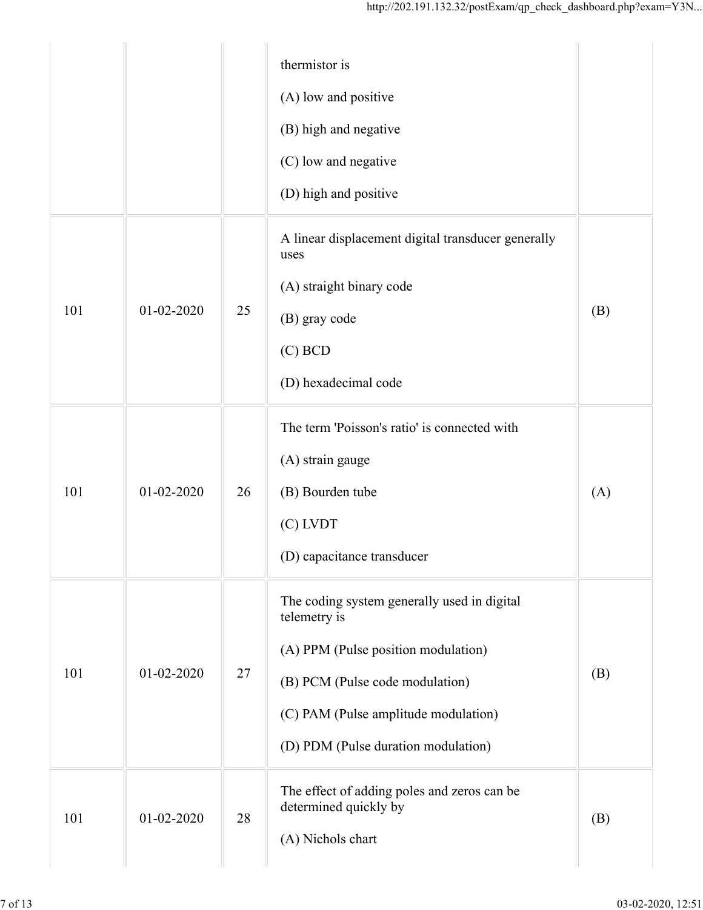| | | | | |
|---|---|---|---|---|
| | | | thermistor is<br><br>(A) low and positive<br><br>(B) high and negative<br><br>(C) low and negative<br><br>(D) high and positive | |
| 101 | 01-02-2020 | 25 | A linear displacement digital transducer generally uses<br><br>(A) straight binary code<br><br>(B) gray code<br><br>(C) BCD<br><br>(D) hexadecimal code | (B) |
| 101 | 01-02-2020 | 26 | The term 'Poisson's ratio' is connected with<br><br>(A) strain gauge<br><br>(B) Bourden tube<br><br>(C) LVDT<br><br>(D) capacitance transducer | (A) |
| 101 | 01-02-2020 | 27 | The coding system generally used in digital telemetry is<br><br>(A) PPM (Pulse position modulation)<br><br>(B) PCM (Pulse code modulation)<br><br>(C) PAM (Pulse amplitude modulation)<br><br>(D) PDM (Pulse duration modulation) | (B) |
| 101 | 01-02-2020 | 28 | The effect of adding poles and zeros can be determined quickly by<br><br>(A) Nichols chart | (B) |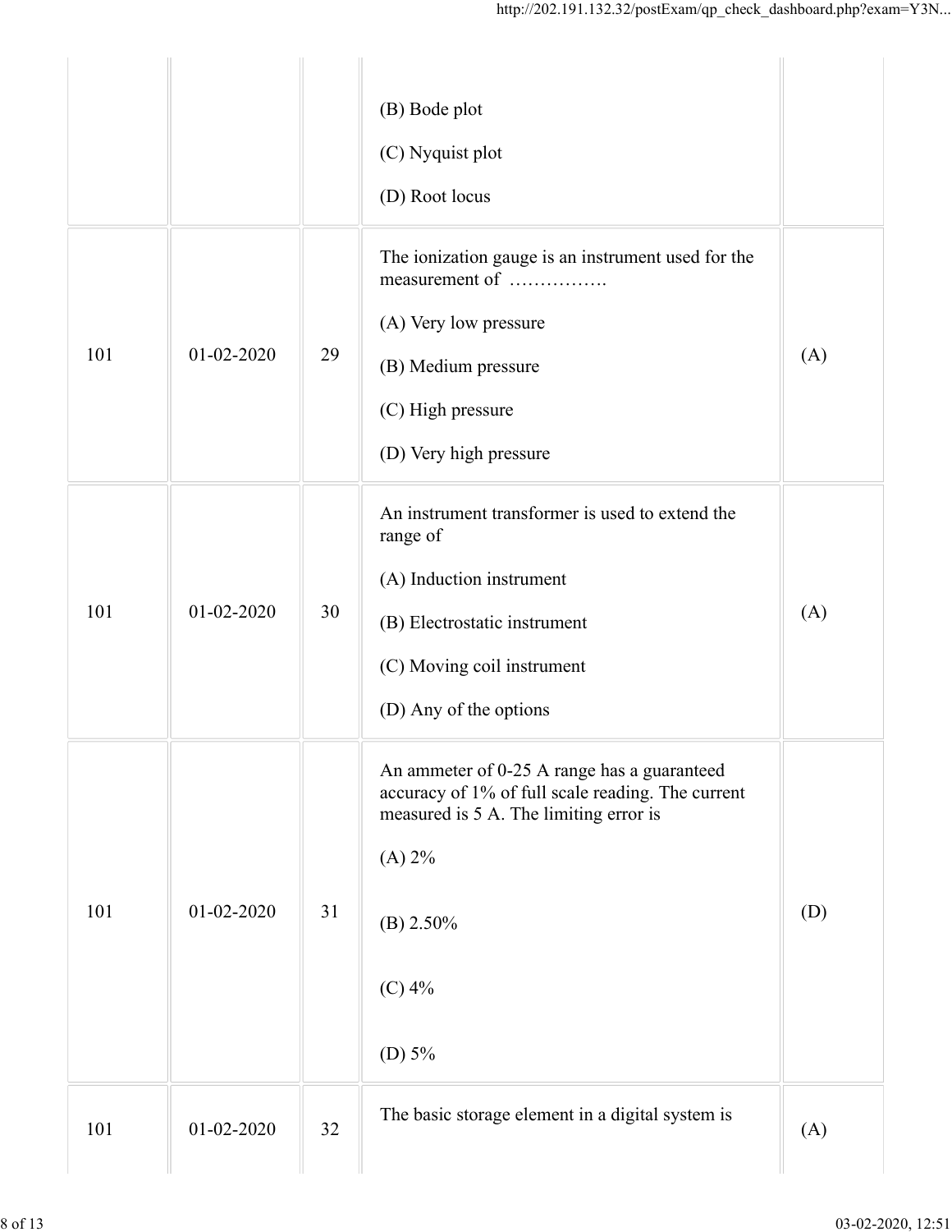| | | | | |
|---|---|---|---|---|
| | | | (B) Bode plot<br><br>(C) Nyquist plot<br><br>(D) Root locus | |
| 101 | 01-02-2020 | 29 | The ionization gauge is an instrument used for the measurement of …………….<br><br>(A) Very low pressure<br><br>(B) Medium pressure<br><br>(C) High pressure<br><br>(D) Very high pressure | (A) |
| 101 | 01-02-2020 | 30 | An instrument transformer is used to extend the range of<br><br>(A) Induction instrument<br><br>(B) Electrostatic instrument<br><br>(C) Moving coil instrument<br><br>(D) Any of the options | (A) |
| 101 | 01-02-2020 | 31 | An ammeter of 0-25 A range has a guaranteed accuracy of 1% of full scale reading. The current measured is 5 A. The limiting error is<br><br>(A) 2%<br><br>(B) 2.50%<br><br>(C) 4%<br><br>(D) 5% | (D) |
| 101 | 01-02-2020 | 32 | The basic storage element in a digital system is | (A) |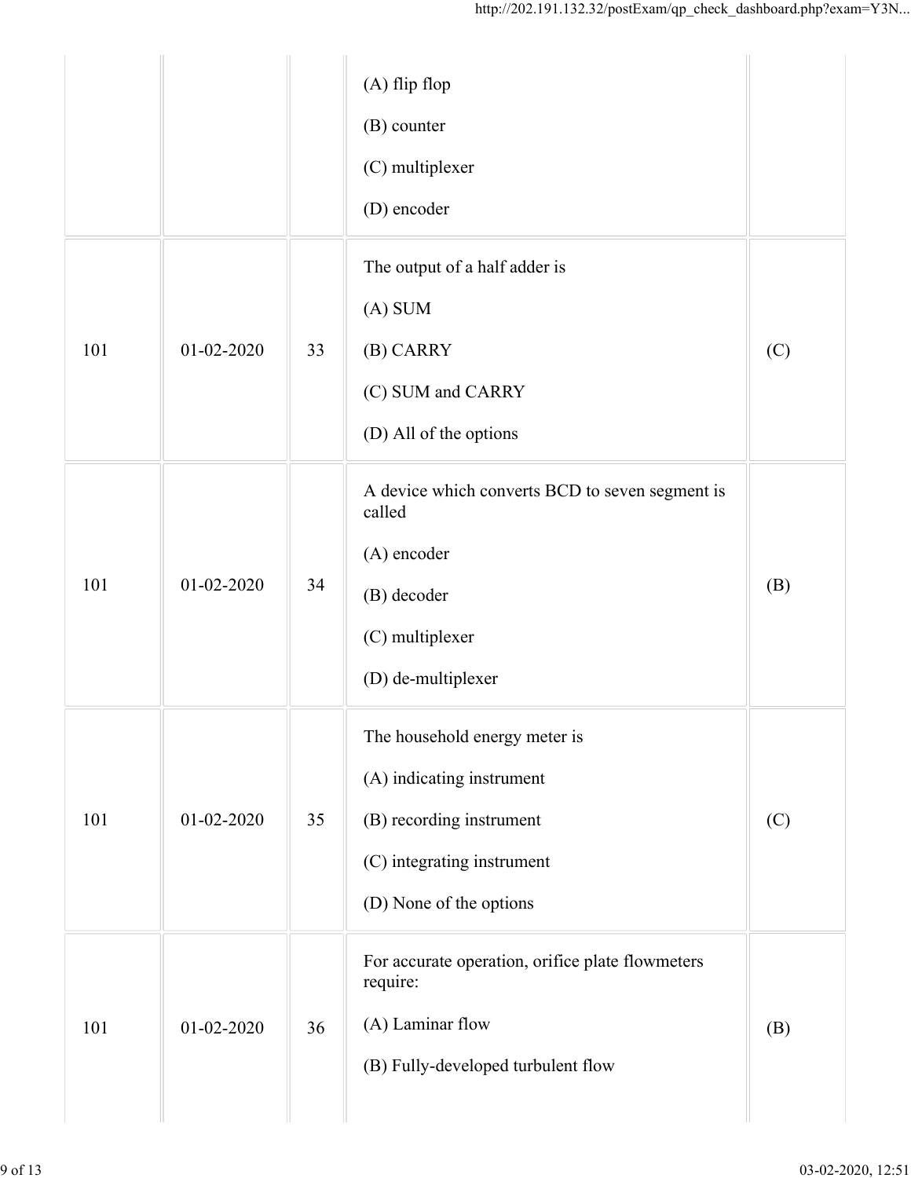| | | | | |
|---|---|---|---|---|
| | | | (A) flip flop<br><br>(B) counter<br><br>(C) multiplexer<br><br>(D) encoder | |
| 101 | 01-02-2020 | 33 | The output of a half adder is<br><br>(A) SUM<br><br>(B) CARRY<br><br>(C) SUM and CARRY<br><br>(D) All of the options | (C) |
| 101 | 01-02-2020 | 34 | A device which converts BCD to seven segment is called<br><br>(A) encoder<br><br>(B) decoder<br><br>(C) multiplexer<br><br>(D) de-multiplexer | (B) |
| 101 | 01-02-2020 | 35 | The household energy meter is<br><br>(A) indicating instrument<br><br>(B) recording instrument<br><br>(C) integrating instrument<br><br>(D) None of the options | (C) |
| 101 | 01-02-2020 | 36 | For accurate operation, orifice plate flowmeters require:<br><br>(A) Laminar flow<br><br>(B) Fully-developed turbulent flow | (B) |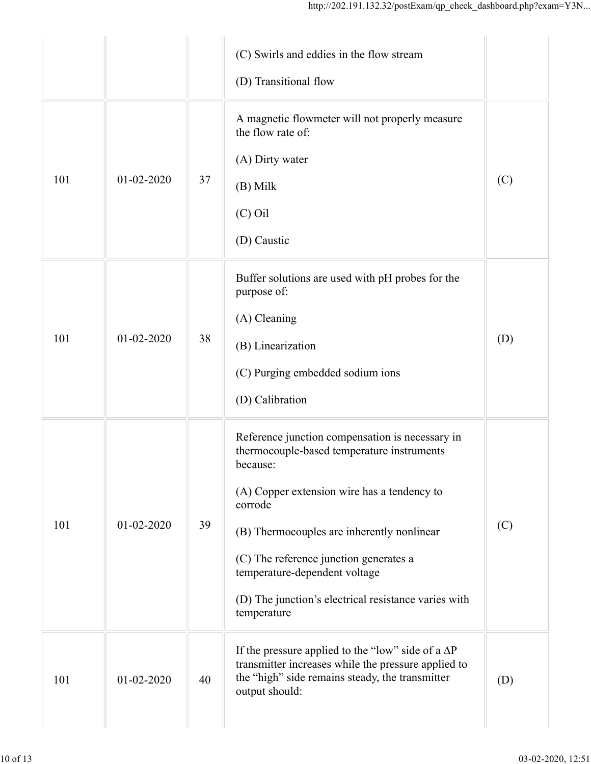| | | | | |
|---|---|---|---|---|
| | | | (C) Swirls and eddies in the flow stream<br><br>(D) Transitional flow | |
| 101 | 01-02-2020 | 37 | A magnetic flowmeter will not properly measure the flow rate of:<br><br>(A) Dirty water<br><br>(B) Milk<br><br>(C) Oil<br><br>(D) Caustic | (C) |
| 101 | 01-02-2020 | 38 | Buffer solutions are used with pH probes for the purpose of:<br><br>(A) Cleaning<br><br>(B) Linearization<br><br>(C) Purging embedded sodium ions<br><br>(D) Calibration | (D) |
| 101 | 01-02-2020 | 39 | Reference junction compensation is necessary in thermocouple-based temperature instruments because:<br><br>(A) Copper extension wire has a tendency to corrode<br><br>(B) Thermocouples are inherently nonlinear<br><br>(C) The reference junction generates a temperature-dependent voltage<br><br>(D) The junction's electrical resistance varies with temperature | (C) |
| 101 | 01-02-2020 | 40 | If the pressure applied to the "low" side of a $\Delta P$ transmitter increases while the pressure applied to the "high" side remains steady, the transmitter output should: | (D) |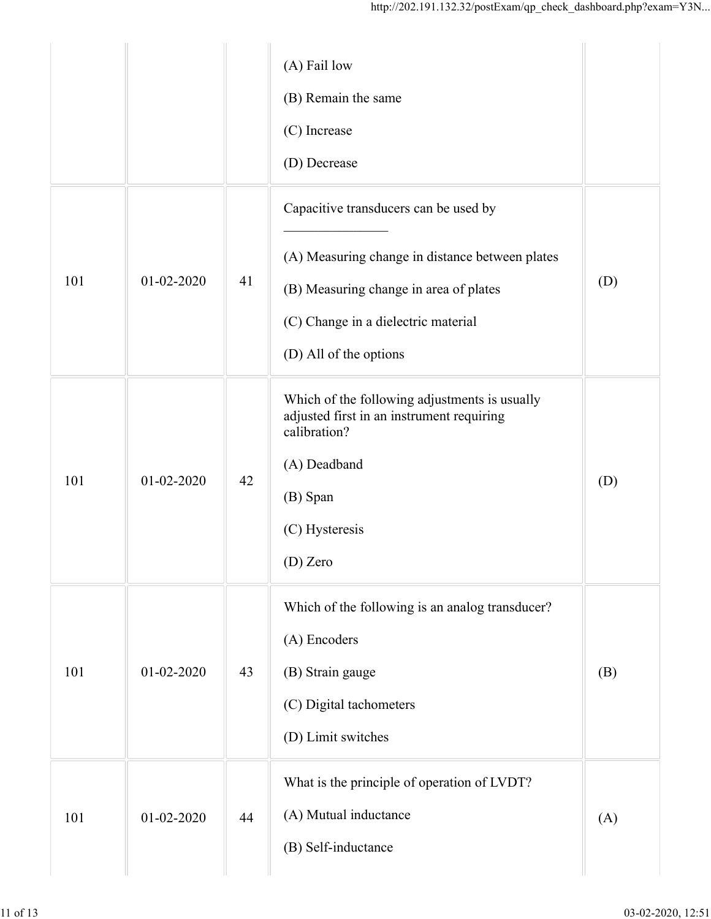| | | | (A) Fail low<br>(B) Remain the same<br>(C) Increase<br>(D) Decrease | |
|---|---|---|---|---|
| 101 | 01-02-2020 | 41 | Capacitive transducers can be used by ________________<br>(A) Measuring change in distance between plates<br>(B) Measuring change in area of plates<br>(C) Change in a dielectric material<br>(D) All of the options | (D) |
| 101 | 01-02-2020 | 42 | Which of the following adjustments is usually adjusted first in an instrument requiring calibration?<br>(A) Deadband<br>(B) Span<br>(C) Hysteresis<br>(D) Zero | (D) |
| 101 | 01-02-2020 | 43 | Which of the following is an analog transducer?<br>(A) Encoders<br>(B) Strain gauge<br>(C) Digital tachometers<br>(D) Limit switches | (B) |
| 101 | 01-02-2020 | 44 | What is the principle of operation of LVDT?<br>(A) Mutual inductance<br>(B) Self-inductance | (A) |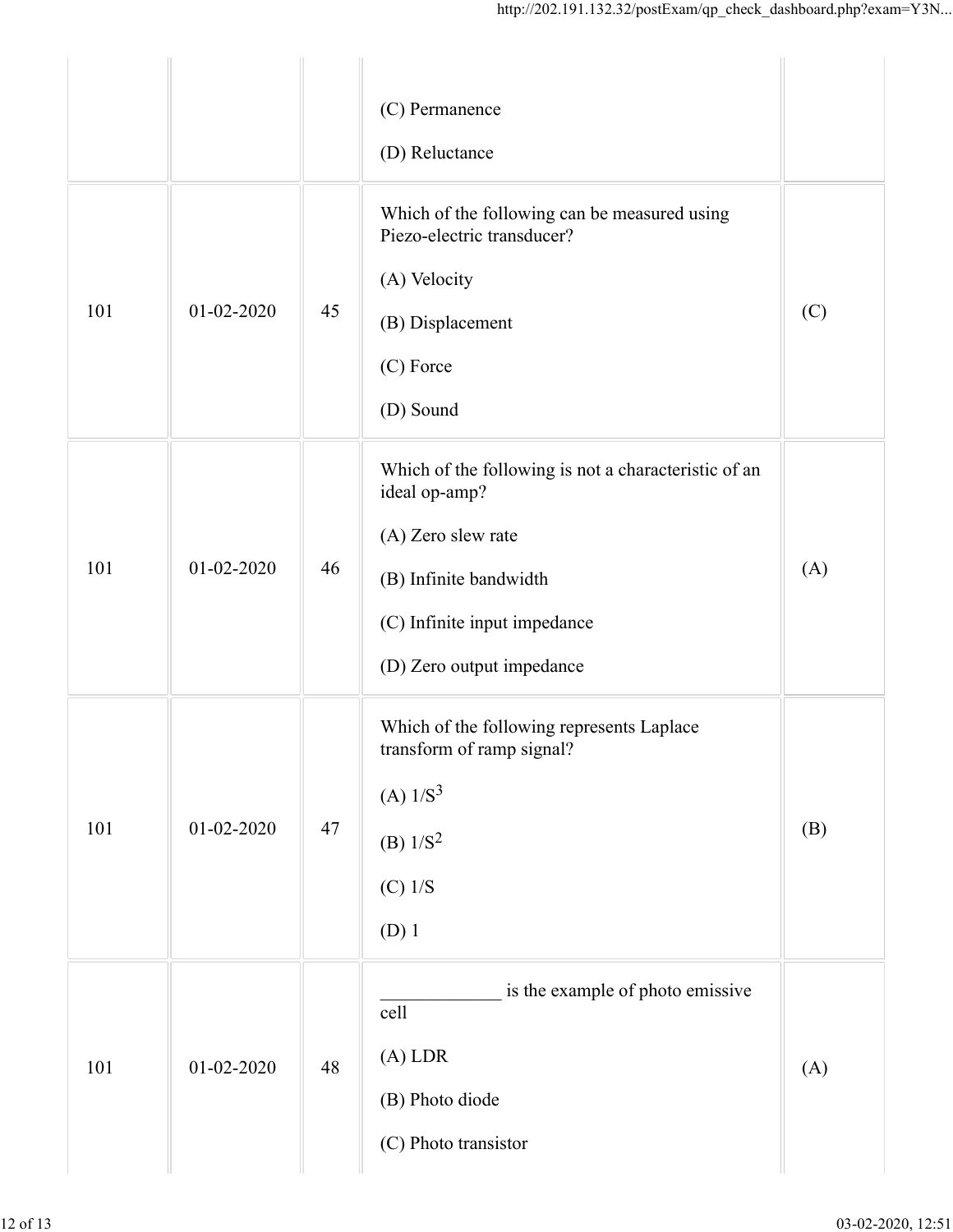| | | | | |
|---|---|---|---|---|
| | | | (C) Permanence<br><br>(D) Reluctance | |
| 101 | 01-02-2020 | 45 | Which of the following can be measured using Piezo-electric transducer?<br><br>(A) Velocity<br><br>(B) Displacement<br><br>(C) Force<br><br>(D) Sound | (C) |
| 101 | 01-02-2020 | 46 | Which of the following is not a characteristic of an ideal op-amp?<br><br>(A) Zero slew rate<br><br>(B) Infinite bandwidth<br><br>(C) Infinite input impedance<br><br>(D) Zero output impedance | (A) |
| 101 | 01-02-2020 | 47 | Which of the following represents Laplace transform of ramp signal?<br><br>(A) $1/S^3$<br><br>(B) $1/S^2$<br><br>(C) $1/S$<br><br>(D) 1 | (B) |
| 101 | 01-02-2020 | 48 | _____________ is the example of photo emissive cell<br><br>(A) LDR<br><br>(B) Photo diode<br><br>(C) Photo transistor | (A) |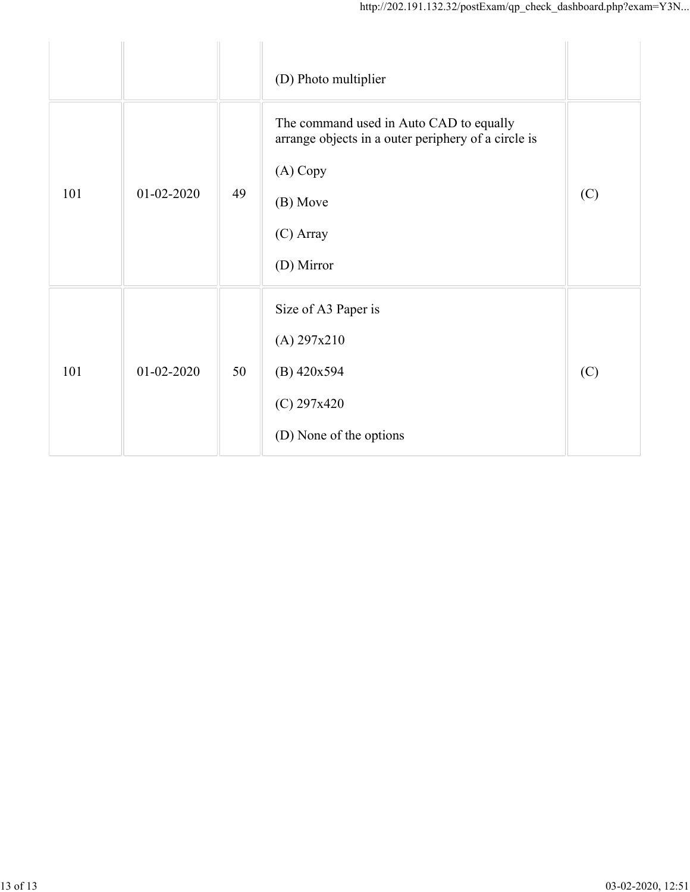| | | | | |
|---|---|---|---|---|
| | | | (D) Photo multiplier | |
| 101 | 01-02-2020 | 49 | The command used in Auto CAD to equally arrange objects in a outer periphery of a circle is<br><br>(A) Copy<br><br>(B) Move<br><br>(C) Array<br><br>(D) Mirror | (C) |
| 101 | 01-02-2020 | 50 | Size of A3 Paper is<br><br>(A) 297x210<br><br>(B) 420x594<br><br>(C) 297x420<br><br>(D) None of the options | (C) |